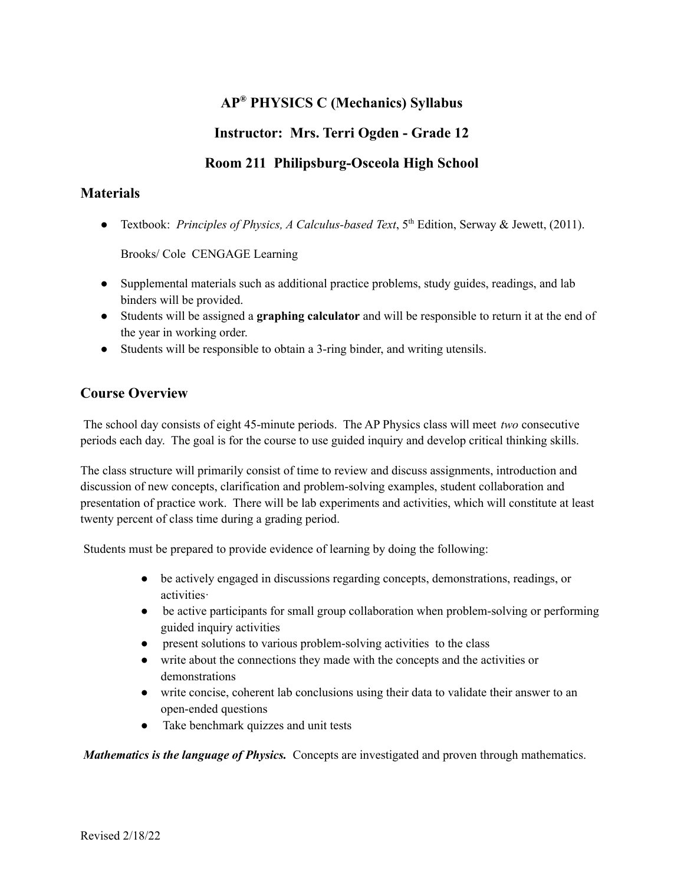# AP® PHYSICS C (Mechanics) Syllabus

## Instructor: Mrs. Terri Ogden - Grade 12

## Room 211 Philipsburg-Osceola High School

## Materials

- Textbook: *Principles of Physics, A Calculus-based Text*, 5th Edition, Serway & Jewett, (2011).

  Brooks/ Cole CENGAGE Learning

- Supplemental materials such as additional practice problems, study guides, readings, and lab binders will be provided.
- Students will be assigned a **graphing calculator** and will be responsible to return it at the end of the year in working order.
- Students will be responsible to obtain a 3-ring binder, and writing utensils.

## Course Overview

The school day consists of eight 45-minute periods. The AP Physics class will meet *two* consecutive periods each day. The goal is for the course to use guided inquiry and develop critical thinking skills.

The class structure will primarily consist of time to review and discuss assignments, introduction and discussion of new concepts, clarification and problem-solving examples, student collaboration and presentation of practice work. There will be lab experiments and activities, which will constitute at least twenty percent of class time during a grading period.

Students must be prepared to provide evidence of learning by doing the following:

- be actively engaged in discussions regarding concepts, demonstrations, readings, or activities·
- be active participants for small group collaboration when problem-solving or performing guided inquiry activities
- present solutions to various problem-solving activities to the class
- write about the connections they made with the concepts and the activities or demonstrations
- write concise, coherent lab conclusions using their data to validate their answer to an open-ended questions
- Take benchmark quizzes and unit tests

***Mathematics is the language of Physics.*** Concepts are investigated and proven through mathematics.

Revised 2/18/22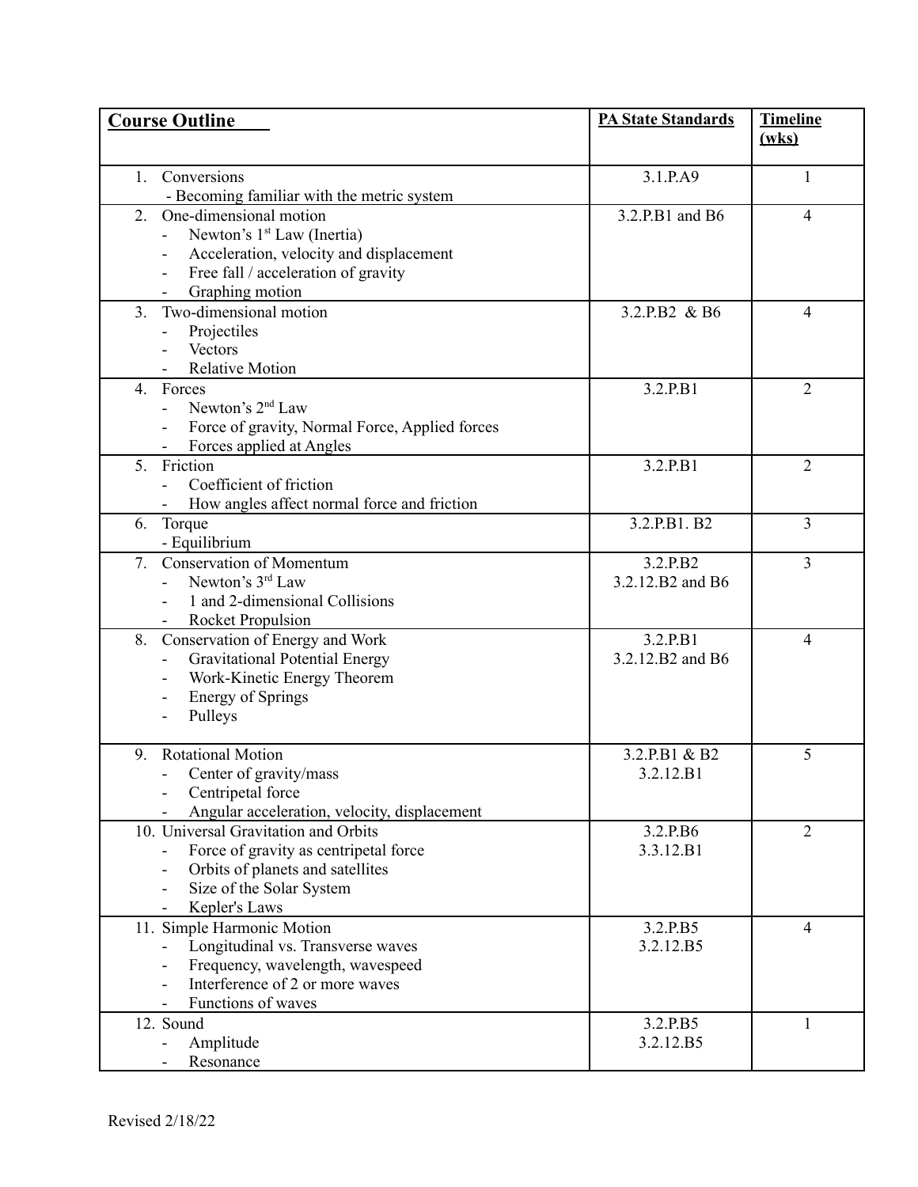| **Course Outline** | **PA State Standards** | **Timeline (wks)** |
|---|---|---|
| 1. Conversions<br>- Becoming familiar with the metric system | 3.1.P.A9 | 1 |
| 2. One-dimensional motion<br>- Newton's 1st Law (Inertia)<br>- Acceleration, velocity and displacement<br>- Free fall / acceleration of gravity<br>- Graphing motion | 3.2.P.B1 and B6 | 4 |
| 3. Two-dimensional motion<br>- Projectiles<br>- Vectors<br>- Relative Motion | 3.2.P.B2 & B6 | 4 |
| 4. Forces<br>- Newton's 2nd Law<br>- Force of gravity, Normal Force, Applied forces<br>- Forces applied at Angles | 3.2.P.B1 | 2 |
| 5. Friction<br>- Coefficient of friction<br>- How angles affect normal force and friction | 3.2.P.B1 | 2 |
| 6. Torque<br>- Equilibrium | 3.2.P.B1. B2 | 3 |
| 7. Conservation of Momentum<br>- Newton's 3rd Law<br>- 1 and 2-dimensional Collisions<br>- Rocket Propulsion | 3.2.P.B2<br>3.2.12.B2 and B6 | 3 |
| 8. Conservation of Energy and Work<br>- Gravitational Potential Energy<br>- Work-Kinetic Energy Theorem<br>- Energy of Springs<br>- Pulleys | 3.2.P.B1<br>3.2.12.B2 and B6 | 4 |
| 9. Rotational Motion<br>- Center of gravity/mass<br>- Centripetal force<br>- Angular acceleration, velocity, displacement | 3.2.P.B1 & B2<br>3.2.12.B1 | 5 |
| 10. Universal Gravitation and Orbits<br>- Force of gravity as centripetal force<br>- Orbits of planets and satellites<br>- Size of the Solar System<br>- Kepler's Laws | 3.2.P.B6<br>3.3.12.B1 | 2 |
| 11. Simple Harmonic Motion<br>- Longitudinal vs. Transverse waves<br>- Frequency, wavelength, wavespeed<br>- Interference of 2 or more waves<br>- Functions of waves | 3.2.P.B5<br>3.2.12.B5 | 4 |
| 12. Sound<br>- Amplitude<br>- Resonance | 3.2.P.B5<br>3.2.12.B5 | 1 |

Revised 2/18/22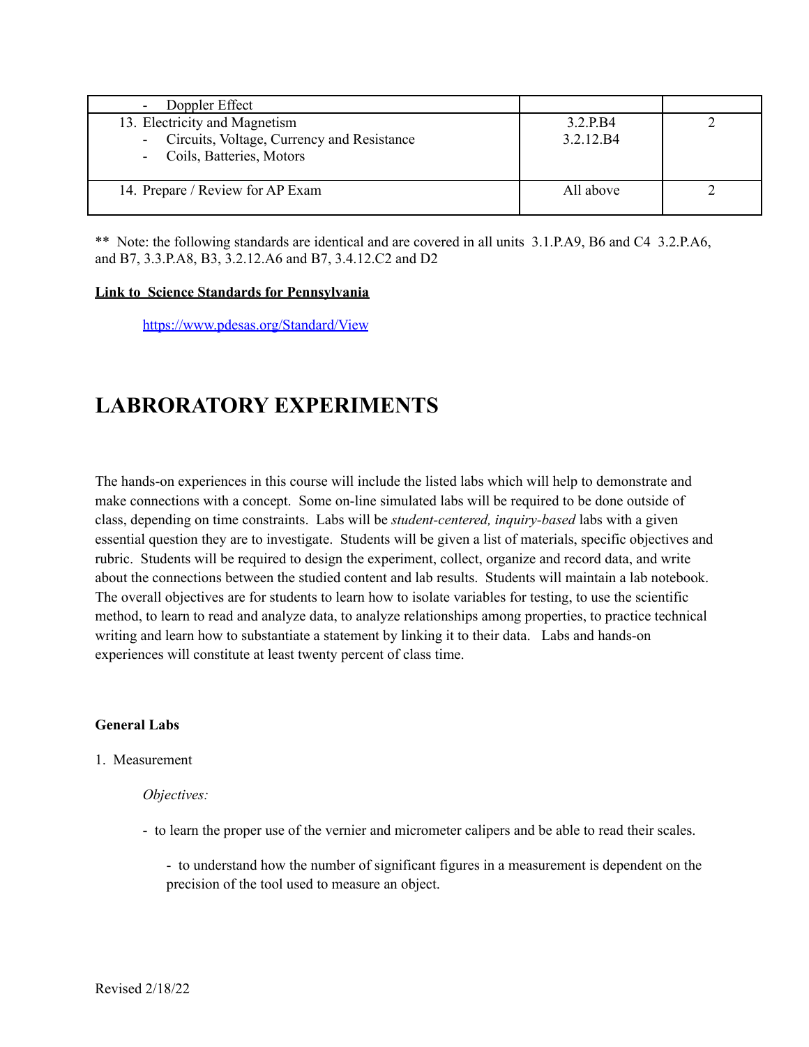| - Doppler Effect | | |
|---|---|---|
| 13. Electricity and Magnetism<br>- Circuits, Voltage, Currency and Resistance<br>- Coils, Batteries, Motors | 3.2.P.B4<br>3.2.12.B4 | 2 |
| 14. Prepare / Review for AP Exam | All above | 2 |

** Note: the following standards are identical and are covered in all units 3.1.P.A9, B6 and C4 3.2.P.A6, and B7, 3.3.P.A8, B3, 3.2.12.A6 and B7, 3.4.12.C2 and D2

**Link to Science Standards for Pennsylvania**

https://www.pdesas.org/Standard/View

# LABRORATORY EXPERIMENTS

The hands-on experiences in this course will include the listed labs which will help to demonstrate and make connections with a concept. Some on-line simulated labs will be required to be done outside of class, depending on time constraints. Labs will be *student-centered, inquiry-based* labs with a given essential question they are to investigate. Students will be given a list of materials, specific objectives and rubric. Students will be required to design the experiment, collect, organize and record data, and write about the connections between the studied content and lab results. Students will maintain a lab notebook. The overall objectives are for students to learn how to isolate variables for testing, to use the scientific method, to learn to read and analyze data, to analyze relationships among properties, to practice technical writing and learn how to substantiate a statement by linking it to their data. Labs and hands-on experiences will constitute at least twenty percent of class time.

**General Labs**

1. Measurement

   *Objectives:*

   - to learn the proper use of the vernier and micrometer calipers and be able to read their scales.

     - to understand how the number of significant figures in a measurement is dependent on the precision of the tool used to measure an object.

Revised 2/18/22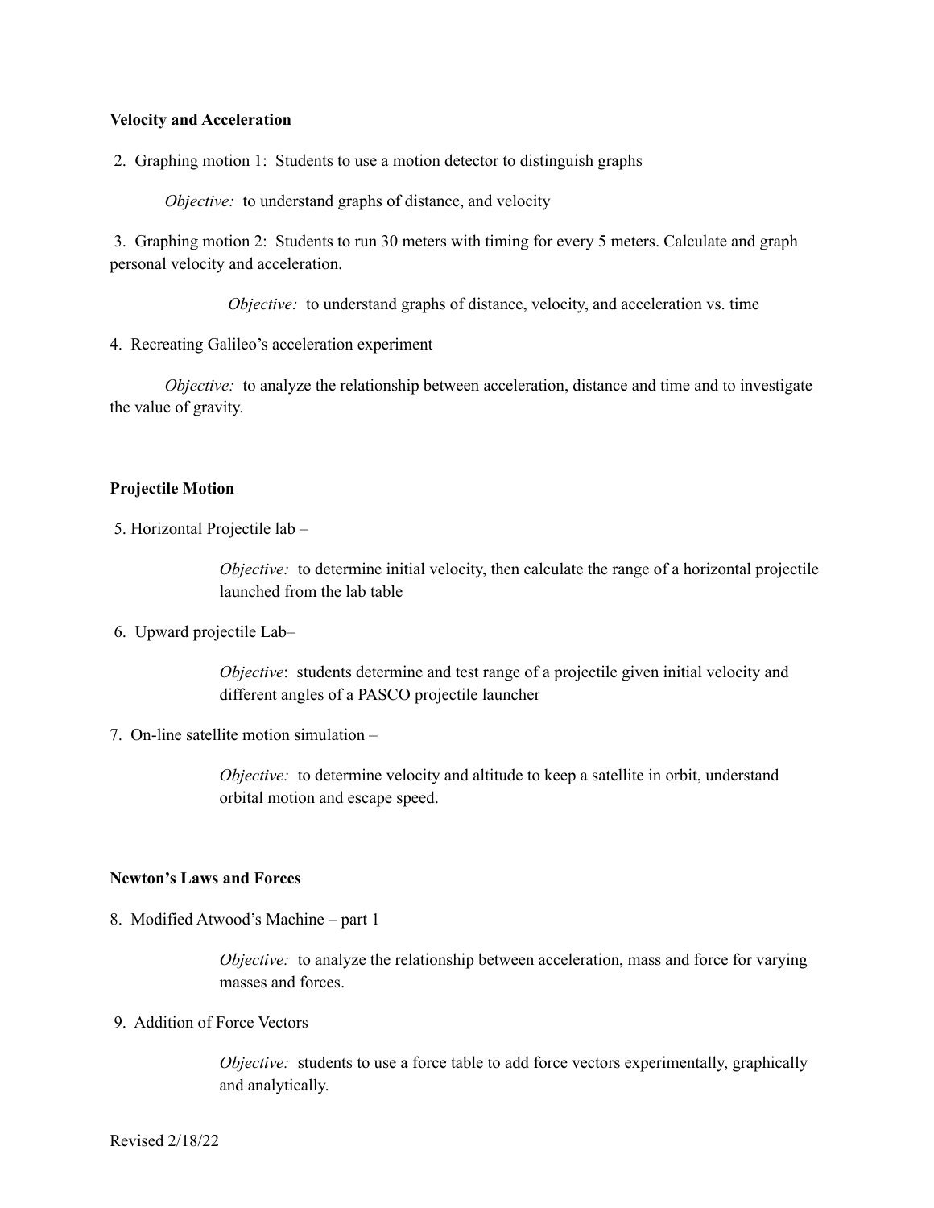**Velocity and Acceleration**

2. Graphing motion 1: Students to use a motion detector to distinguish graphs

   *Objective:* to understand graphs of distance, and velocity

3. Graphing motion 2: Students to run 30 meters with timing for every 5 meters. Calculate and graph personal velocity and acceleration.

   *Objective:* to understand graphs of distance, velocity, and acceleration vs. time

4. Recreating Galileo's acceleration experiment

   *Objective:* to analyze the relationship between acceleration, distance and time and to investigate the value of gravity.

**Projectile Motion**

5. Horizontal Projectile lab –

   *Objective:* to determine initial velocity, then calculate the range of a horizontal projectile launched from the lab table

6. Upward projectile Lab–

   *Objective*: students determine and test range of a projectile given initial velocity and different angles of a PASCO projectile launcher

7. On-line satellite motion simulation –

   *Objective:* to determine velocity and altitude to keep a satellite in orbit, understand orbital motion and escape speed.

**Newton's Laws and Forces**

8. Modified Atwood's Machine – part 1

   *Objective:* to analyze the relationship between acceleration, mass and force for varying masses and forces.

9. Addition of Force Vectors

   *Objective:* students to use a force table to add force vectors experimentally, graphically and analytically.

Revised 2/18/22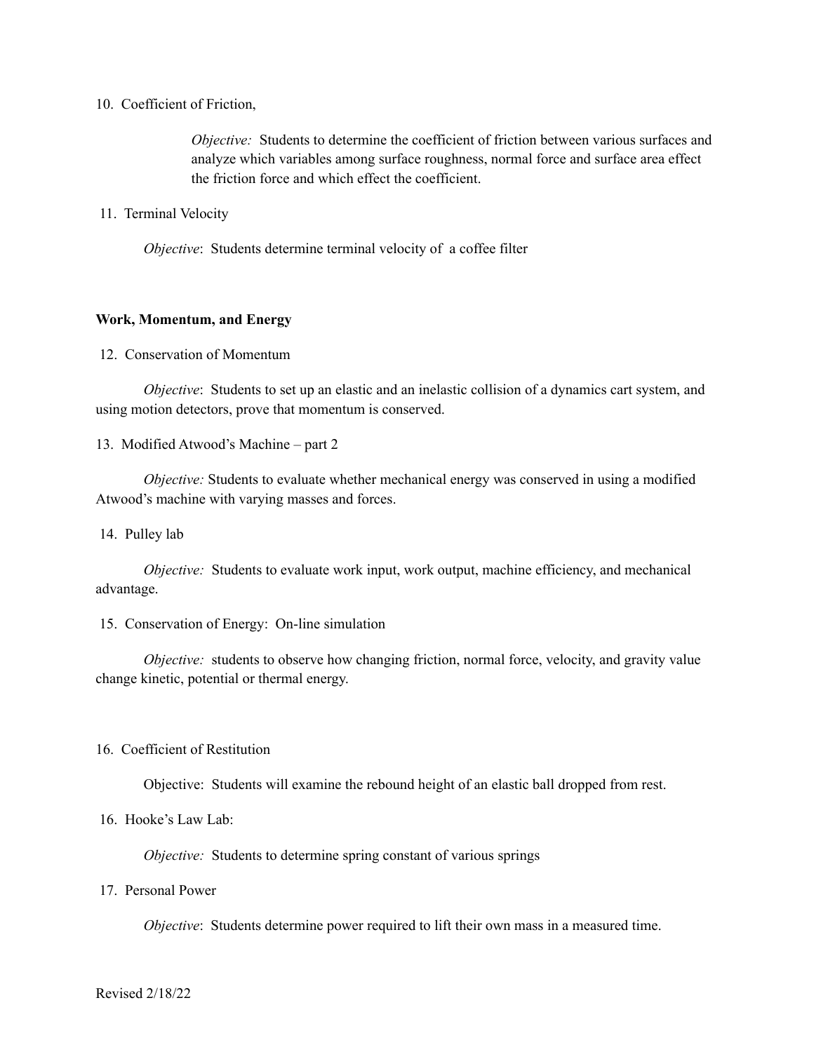10. Coefficient of Friction,

    *Objective:* Students to determine the coefficient of friction between various surfaces and analyze which variables among surface roughness, normal force and surface area effect the friction force and which effect the coefficient.

11. Terminal Velocity

    *Objective*: Students determine terminal velocity of a coffee filter

**Work, Momentum, and Energy**

12. Conservation of Momentum

    *Objective*: Students to set up an elastic and an inelastic collision of a dynamics cart system, and using motion detectors, prove that momentum is conserved.

13. Modified Atwood's Machine – part 2

    *Objective:* Students to evaluate whether mechanical energy was conserved in using a modified Atwood's machine with varying masses and forces.

14. Pulley lab

    *Objective:* Students to evaluate work input, work output, machine efficiency, and mechanical advantage.

15. Conservation of Energy: On-line simulation

    *Objective:* students to observe how changing friction, normal force, velocity, and gravity value change kinetic, potential or thermal energy.

16. Coefficient of Restitution

    Objective: Students will examine the rebound height of an elastic ball dropped from rest.

16. Hooke's Law Lab:

    *Objective:* Students to determine spring constant of various springs

17. Personal Power

    *Objective*: Students determine power required to lift their own mass in a measured time.

Revised 2/18/22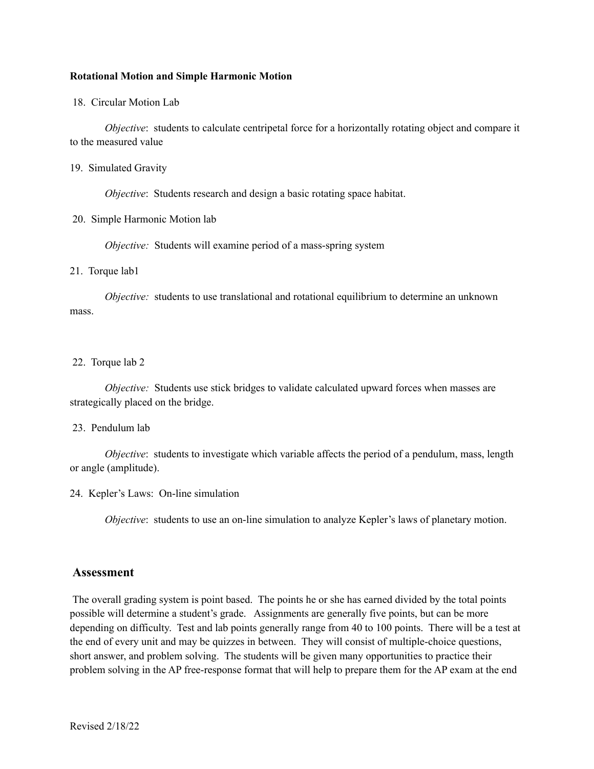**Rotational Motion and Simple Harmonic Motion**

18. Circular Motion Lab

*Objective*: students to calculate centripetal force for a horizontally rotating object and compare it to the measured value

19. Simulated Gravity

*Objective*: Students research and design a basic rotating space habitat.

20. Simple Harmonic Motion lab

*Objective:* Students will examine period of a mass-spring system

21. Torque lab1

*Objective:* students to use translational and rotational equilibrium to determine an unknown mass.

22. Torque lab 2

*Objective:* Students use stick bridges to validate calculated upward forces when masses are strategically placed on the bridge.

23. Pendulum lab

*Objective*: students to investigate which variable affects the period of a pendulum, mass, length or angle (amplitude).

24. Kepler's Laws: On-line simulation

*Objective*: students to use an on-line simulation to analyze Kepler's laws of planetary motion.

## Assessment

The overall grading system is point based. The points he or she has earned divided by the total points possible will determine a student's grade. Assignments are generally five points, but can be more depending on difficulty. Test and lab points generally range from 40 to 100 points. There will be a test at the end of every unit and may be quizzes in between. They will consist of multiple-choice questions, short answer, and problem solving. The students will be given many opportunities to practice their problem solving in the AP free-response format that will help to prepare them for the AP exam at the end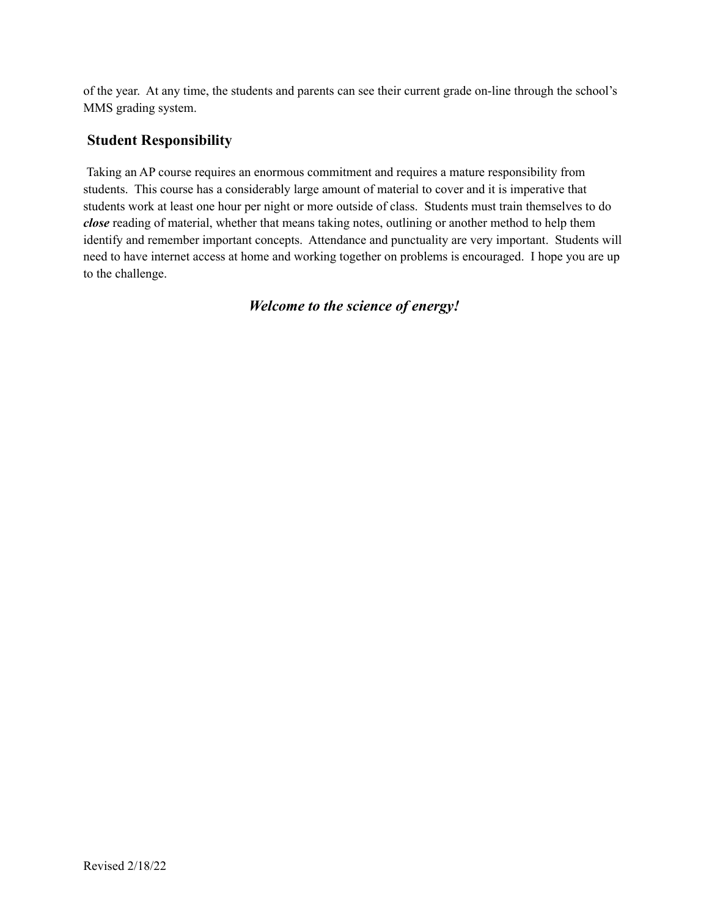of the year. At any time, the students and parents can see their current grade on-line through the school's MMS grading system.

## Student Responsibility

Taking an AP course requires an enormous commitment and requires a mature responsibility from students. This course has a considerably large amount of material to cover and it is imperative that students work at least one hour per night or more outside of class. Students must train themselves to do ***close*** reading of material, whether that means taking notes, outlining or another method to help them identify and remember important concepts. Attendance and punctuality are very important. Students will need to have internet access at home and working together on problems is encouraged. I hope you are up to the challenge.

***Welcome to the science of energy!***

Revised 2/18/22